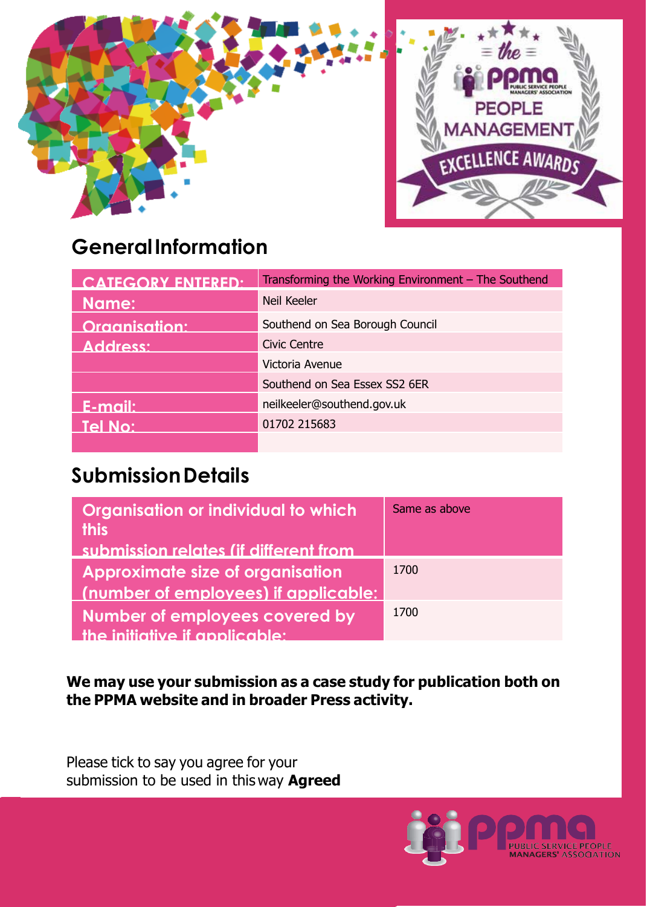## General Information

| | |
|---|---|
| CATEGORY ENTERED: | Transforming the Working Environment – The Southend |
| Name: | Neil Keeler |
| Organisation: | Southend on Sea Borough Council |
| Address: | Civic Centre |
| | Victoria Avenue |
| | Southend on Sea Essex SS2 6ER |
| E-mail: | neilkeeler@southend.gov.uk |
| Tel No: | 01702 215683 |
| | |

## Submission Details

| | |
|---|---|
| Organisation or individual to which this submission relates (if different from | Same as above |
| Approximate size of organisation (number of employees) if applicable: | 1700 |
| Number of employees covered by the initiative if applicable: | 1700 |

**We may use your submission as a case study for publication both on the PPMA website and in broader Press activity.**

Please tick to say you agree for your submission to be used in this way **Agreed**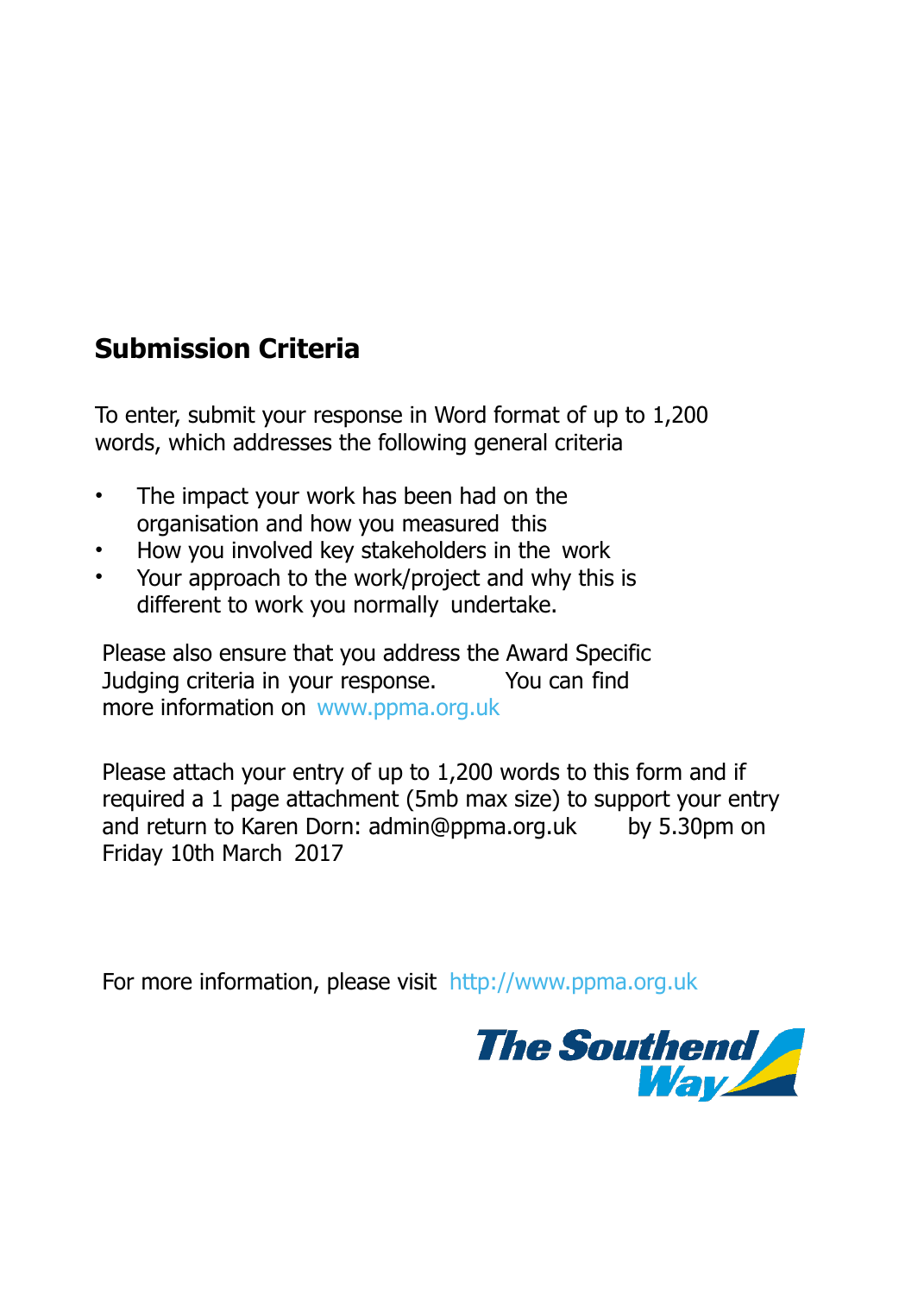## Submission Criteria

To enter, submit your response in Word format of up to 1,200 words, which addresses the following general criteria

- The impact your work has been had on the organisation and how you measured this
- How you involved key stakeholders in the work
- Your approach to the work/project and why this is different to work you normally undertake.

Please also ensure that you address the Award Specific Judging criteria in your response. You can find more information on www.ppma.org.uk

Please attach your entry of up to 1,200 words to this form and if required a 1 page attachment (5mb max size) to support your entry and return to Karen Dorn: admin@ppma.org.uk by 5.30pm on Friday 10th March 2017

For more information, please visit http://www.ppma.org.uk

The Southend Way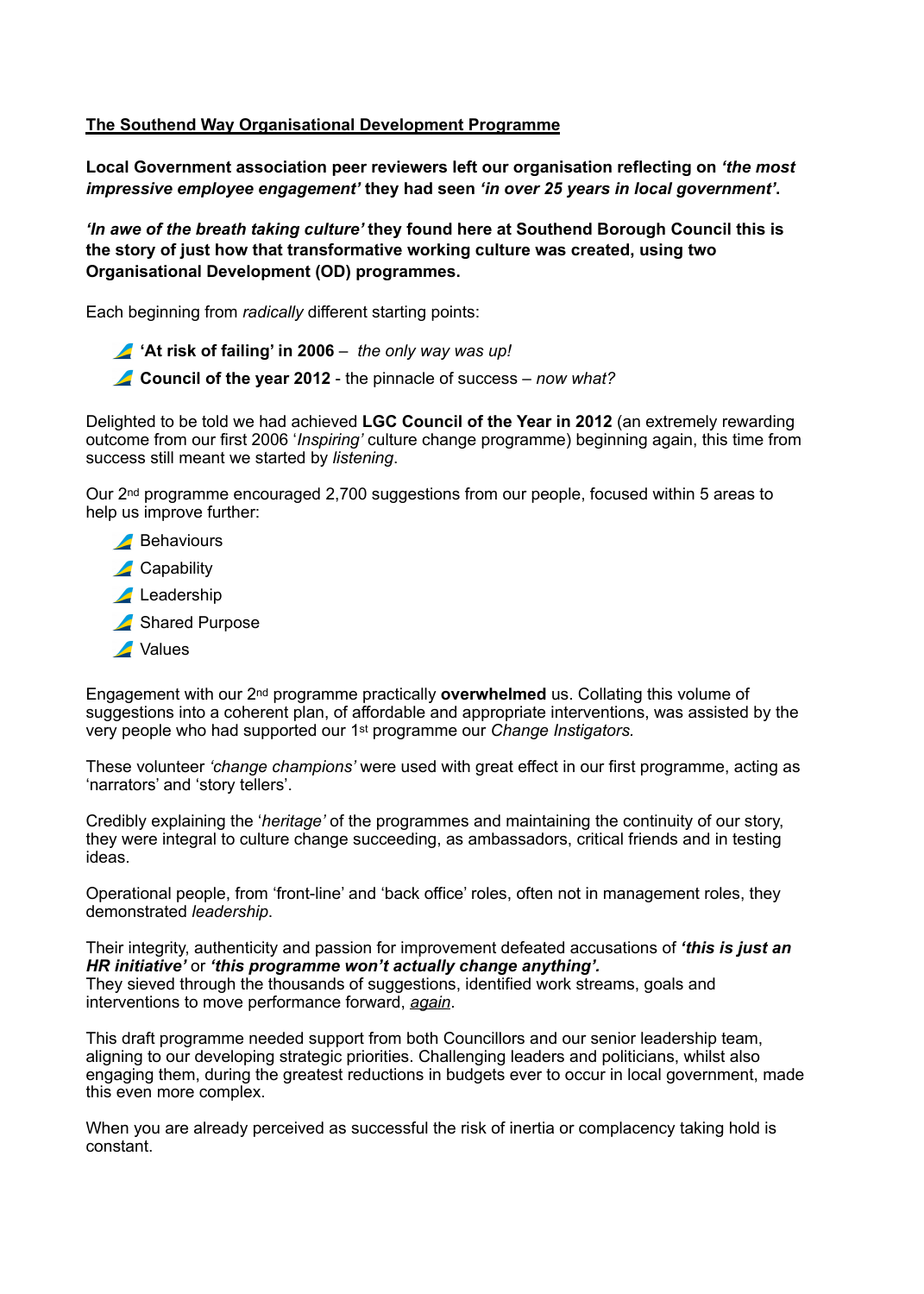**The Southend Way Organisational Development Programme**

**Local Government association peer reviewers left our organisation reflecting on *'the most impressive employee engagement'* they had seen *'in over 25 years in local government'*.**

***'In awe of the breath taking culture'* they found here at Southend Borough Council this is the story of just how that transformative working culture was created, using two Organisational Development (OD) programmes.**

Each beginning from *radically* different starting points:

- **'At risk of failing' in 2006** – *the only way was up!*
- **Council of the year 2012** - the pinnacle of success – *now what?*

Delighted to be told we had achieved **LGC Council of the Year in 2012** (an extremely rewarding outcome from our first 2006 '*Inspiring'* culture change programme) beginning again, this time from success still meant we started by *listening*.

Our 2nd programme encouraged 2,700 suggestions from our people, focused within 5 areas to help us improve further:

- Behaviours
- Capability
- Leadership
- Shared Purpose
- Values

Engagement with our 2nd programme practically **overwhelmed** us. Collating this volume of suggestions into a coherent plan, of affordable and appropriate interventions, was assisted by the very people who had supported our 1st programme our *Change Instigators.*

These volunteer *'change champions'* were used with great effect in our first programme, acting as 'narrators' and 'story tellers'.

Credibly explaining the '*heritage'* of the programmes and maintaining the continuity of our story, they were integral to culture change succeeding, as ambassadors, critical friends and in testing ideas.

Operational people, from 'front-line' and 'back office' roles, often not in management roles, they demonstrated *leadership*.

Their integrity, authenticity and passion for improvement defeated accusations of ***'this is just an HR initiative'*** or ***'this programme won't actually change anything'.***
They sieved through the thousands of suggestions, identified work streams, goals and interventions to move performance forward, *again*.

This draft programme needed support from both Councillors and our senior leadership team, aligning to our developing strategic priorities. Challenging leaders and politicians, whilst also engaging them, during the greatest reductions in budgets ever to occur in local government, made this even more complex.

When you are already perceived as successful the risk of inertia or complacency taking hold is constant.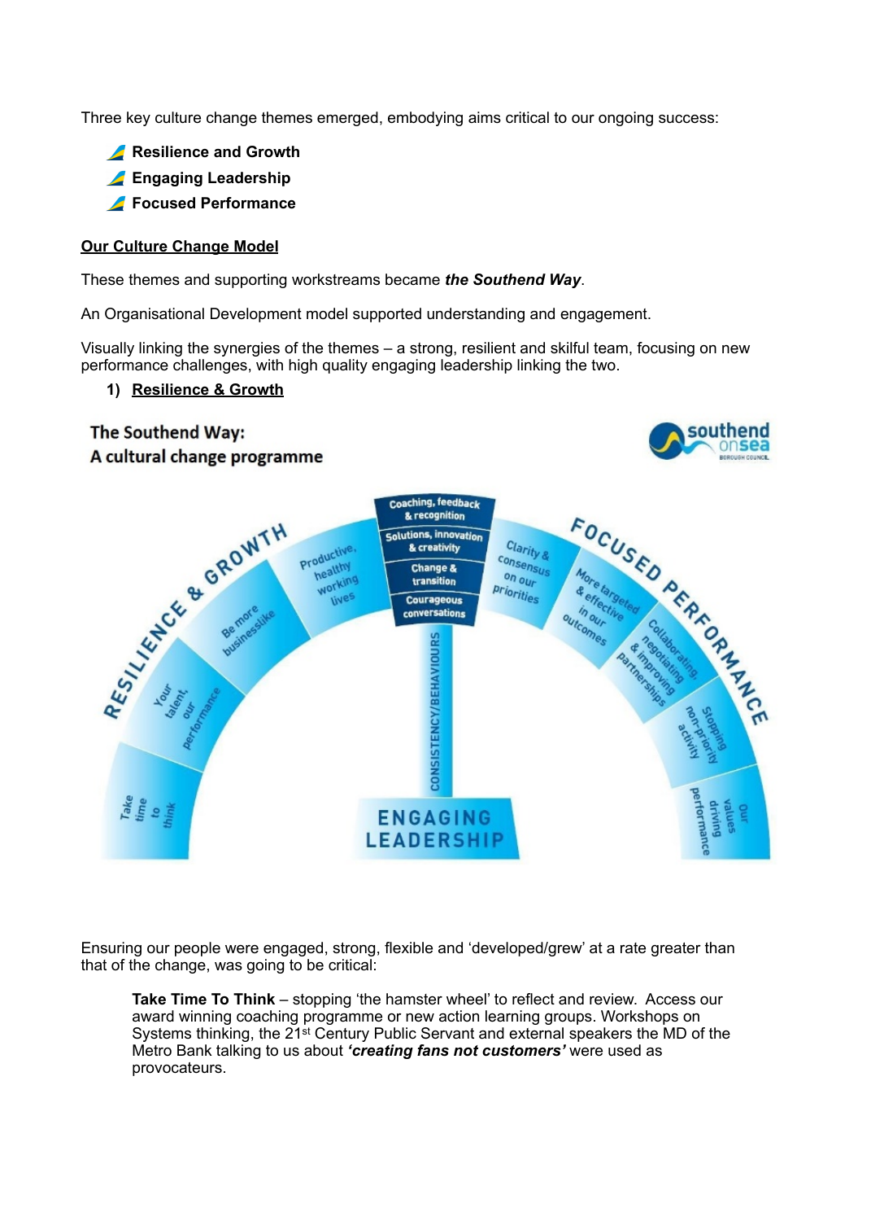Three key culture change themes emerged, embodying aims critical to our ongoing success:

- **Resilience and Growth**
- **Engaging Leadership**
- **Focused Performance**

**Our Culture Change Model**

These themes and supporting workstreams became ***the Southend Way***.

An Organisational Development model supported understanding and engagement.

Visually linking the synergies of the themes – a strong, resilient and skilful team, focusing on new performance challenges, with high quality engaging leadership linking the two.

1) **Resilience & Growth**

The Southend Way:
A cultural change programme

southend onsea BOROUGH COUNCIL

RESILIENCE & GROWTH: Take time to think; Your talent, our performance; Be more businesslike; Productive, healthy working lives

ENGAGING LEADERSHIP: Coaching, feedback & recognition; Solutions, innovation & creativity; Change & transition; Courageous conversations; CONSISTENCY/BEHAVIOURS

FOCUSED PERFORMANCE: Clarity & consensus on our priorities; More targeted & effective in our outcomes; Collaborating, negotiating & improving partnerships; Stopping non-priority activity; Our values driving performance

Ensuring our people were engaged, strong, flexible and 'developed/grew' at a rate greater than that of the change, was going to be critical:

> **Take Time To Think** – stopping 'the hamster wheel' to reflect and review. Access our award winning coaching programme or new action learning groups. Workshops on Systems thinking, the 21st Century Public Servant and external speakers the MD of the Metro Bank talking to us about ***'creating fans not customers'*** were used as provocateurs.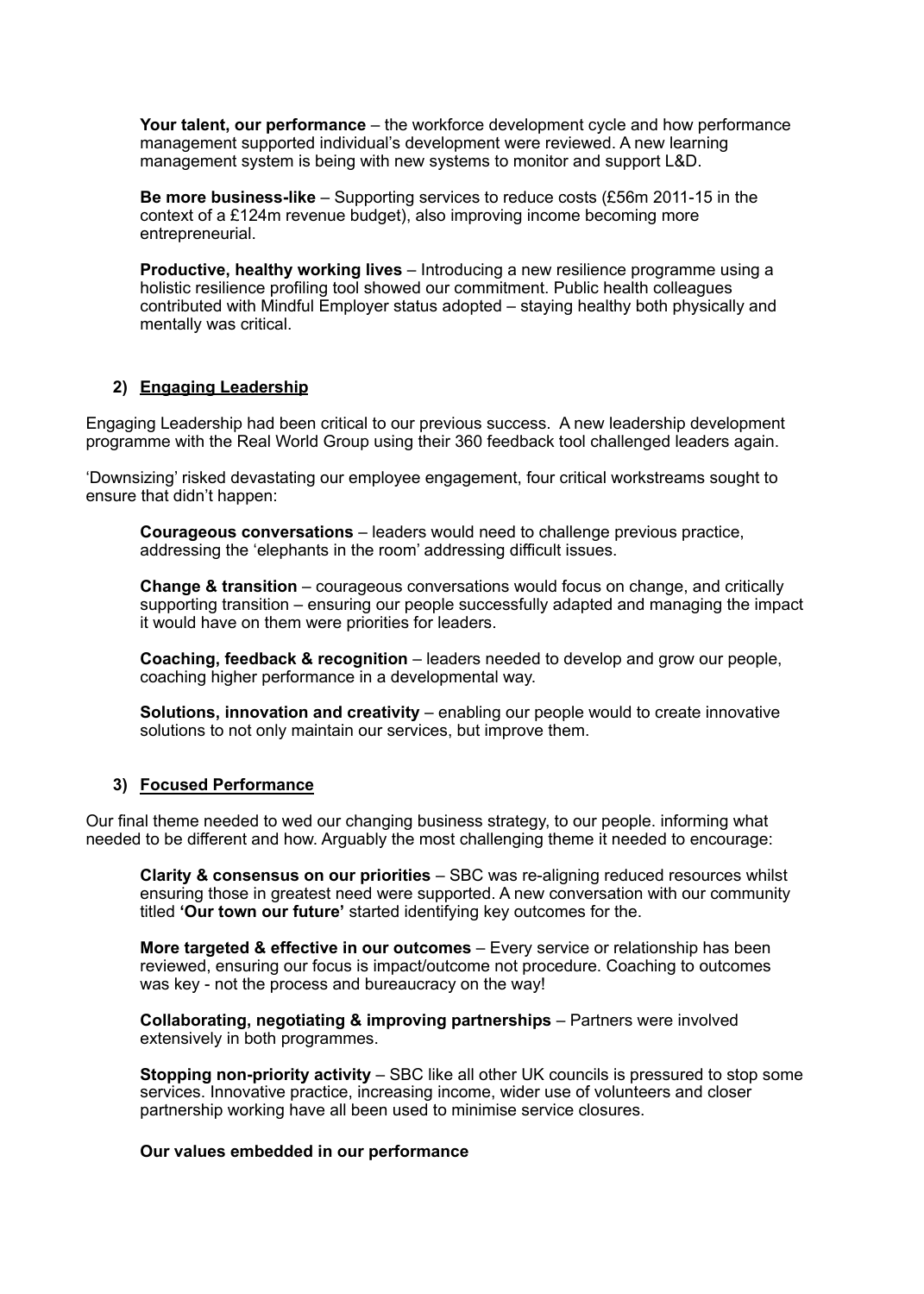**Your talent, our performance** – the workforce development cycle and how performance management supported individual's development were reviewed. A new learning management system is being with new systems to monitor and support L&D.

**Be more business-like** – Supporting services to reduce costs (£56m 2011-15 in the context of a £124m revenue budget), also improving income becoming more entrepreneurial.

**Productive, healthy working lives** – Introducing a new resilience programme using a holistic resilience profiling tool showed our commitment. Public health colleagues contributed with Mindful Employer status adopted – staying healthy both physically and mentally was critical.

## 2) <u>Engaging Leadership</u>

Engaging Leadership had been critical to our previous success. A new leadership development programme with the Real World Group using their 360 feedback tool challenged leaders again.

'Downsizing' risked devastating our employee engagement, four critical workstreams sought to ensure that didn't happen:

**Courageous conversations** – leaders would need to challenge previous practice, addressing the 'elephants in the room' addressing difficult issues.

**Change & transition** – courageous conversations would focus on change, and critically supporting transition – ensuring our people successfully adapted and managing the impact it would have on them were priorities for leaders.

**Coaching, feedback & recognition** – leaders needed to develop and grow our people, coaching higher performance in a developmental way.

**Solutions, innovation and creativity** – enabling our people would to create innovative solutions to not only maintain our services, but improve them.

## 3) <u>Focused Performance</u>

Our final theme needed to wed our changing business strategy, to our people. informing what needed to be different and how. Arguably the most challenging theme it needed to encourage:

**Clarity & consensus on our priorities** – SBC was re-aligning reduced resources whilst ensuring those in greatest need were supported. A new conversation with our community titled **'Our town our future'** started identifying key outcomes for the.

**More targeted & effective in our outcomes** – Every service or relationship has been reviewed, ensuring our focus is impact/outcome not procedure. Coaching to outcomes was key - not the process and bureaucracy on the way!

**Collaborating, negotiating & improving partnerships** – Partners were involved extensively in both programmes.

**Stopping non-priority activity** – SBC like all other UK councils is pressured to stop some services. Innovative practice, increasing income, wider use of volunteers and closer partnership working have all been used to minimise service closures.

**Our values embedded in our performance**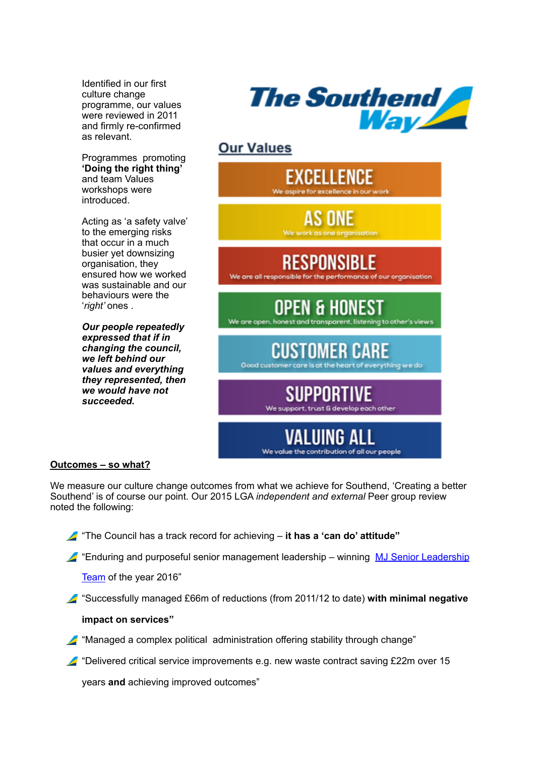Identified in our first culture change programme, our values were reviewed in 2011 and firmly re-confirmed as relevant.

Programmes promoting **'Doing the right thing'** and team Values workshops were introduced.

Acting as 'a safety valve' to the emerging risks that occur in a much busier yet downsizing organisation, they ensured how we worked was sustainable and our behaviours were the '*right'* ones .

***Our people repeatedly expressed that if in changing the council, we left behind our values and everything they represented, then we would have not succeeded.***

**The Southend Way**

## Our Values

**EXCELLENCE**
We aspire for excellence in our work

**AS ONE**
We work as one organisation

**RESPONSIBLE**
We are all responsible for the performance of our organisation

**OPEN & HONEST**
We are open, honest and transparent, listening to other's views

**CUSTOMER CARE**
Good customer care is at the heart of everything we do

**SUPPORTIVE**
We support, trust & develop each other

**VALUING ALL**
We value the contribution of all our people

**Outcomes – so what?**

We measure our culture change outcomes from what we achieve for Southend, 'Creating a better Southend' is of course our point. Our 2015 LGA *independent and external* Peer group review noted the following:

- "The Council has a track record for achieving – **it has a 'can do' attitude"**
- "Enduring and purposeful senior management leadership – winning MJ Senior Leadership Team of the year 2016"
- "Successfully managed £66m of reductions (from 2011/12 to date) **with minimal negative impact on services"**
- "Managed a complex political administration offering stability through change"
- "Delivered critical service improvements e.g. new waste contract saving £22m over 15 years **and** achieving improved outcomes"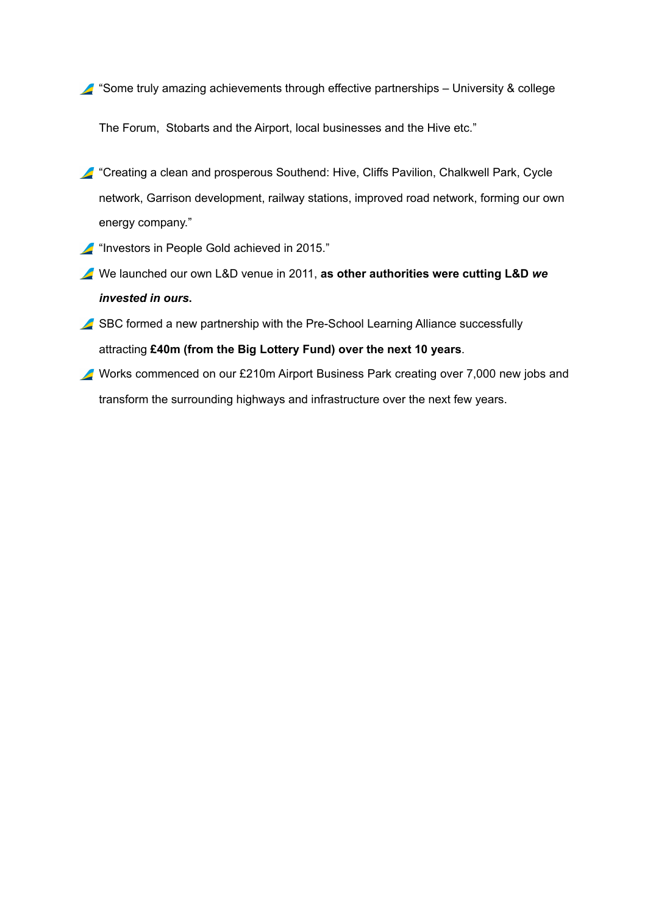- "Some truly amazing achievements through effective partnerships – University & college

  The Forum,  Stobarts and the Airport, local businesses and the Hive etc."
- "Creating a clean and prosperous Southend: Hive, Cliffs Pavilion, Chalkwell Park, Cycle network, Garrison development, railway stations, improved road network, forming our own energy company."
- "Investors in People Gold achieved in 2015."
- We launched our own L&D venue in 2011, **as other authorities were cutting L&D *we invested in ours*.**
- SBC formed a new partnership with the Pre-School Learning Alliance successfully attracting **£40m (from the Big Lottery Fund) over the next 10 years**.
- Works commenced on our £210m Airport Business Park creating over 7,000 new jobs and transform the surrounding highways and infrastructure over the next few years.